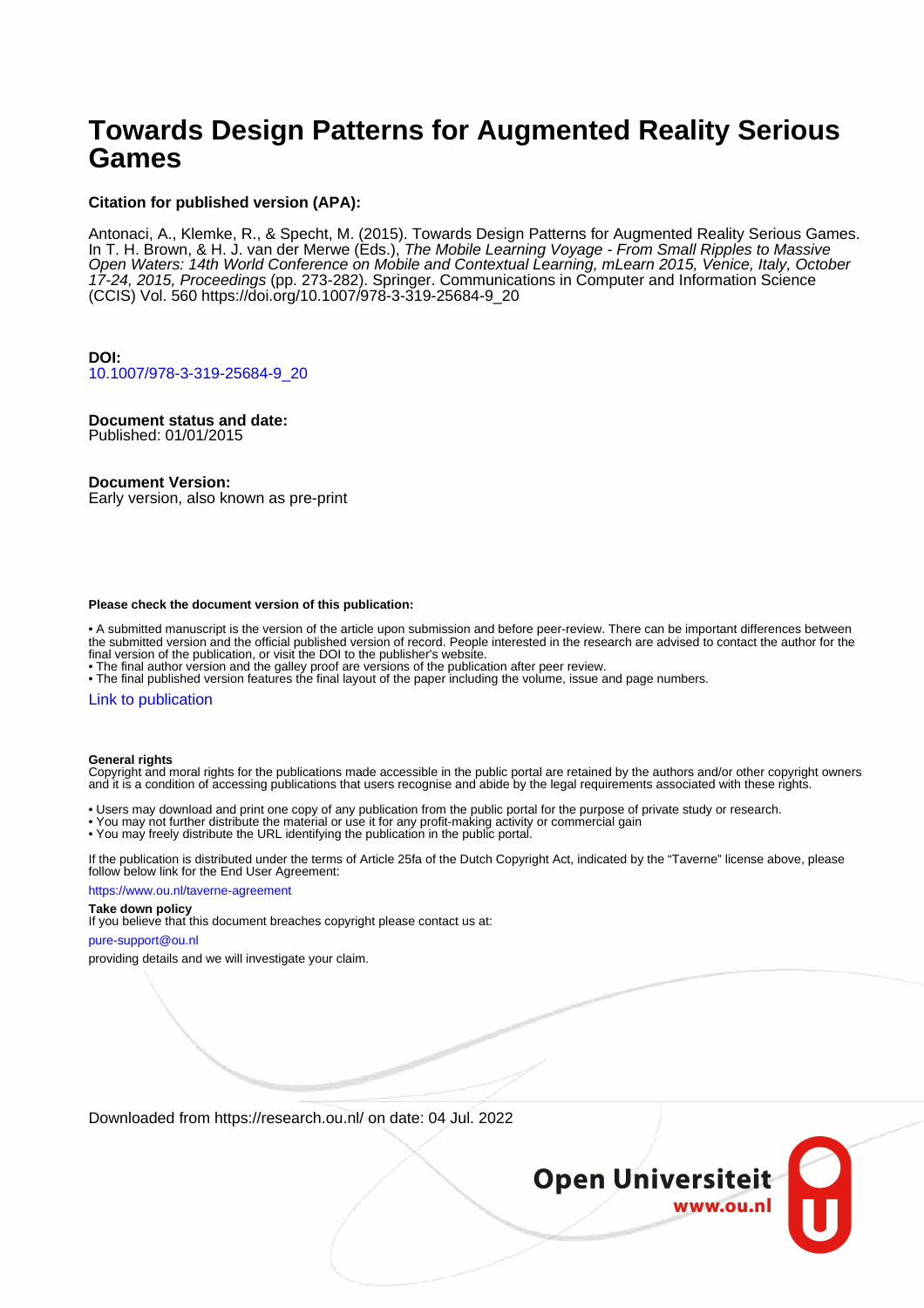# Towards Design Patterns for Augmented Reality Serious Games

**Citation for published version (APA):**

Antonaci, A., Klemke, R., & Specht, M. (2015). Towards Design Patterns for Augmented Reality Serious Games. In T. H. Brown, & H. J. van der Merwe (Eds.), *The Mobile Learning Voyage - From Small Ripples to Massive Open Waters: 14th World Conference on Mobile and Contextual Learning, mLearn 2015, Venice, Italy, October 17-24, 2015, Proceedings* (pp. 273-282). Springer. Communications in Computer and Information Science (CCIS) Vol. 560 https://doi.org/10.1007/978-3-319-25684-9_20

**DOI:**
10.1007/978-3-319-25684-9_20

**Document status and date:**
Published: 01/01/2015

**Document Version:**
Early version, also known as pre-print

**Please check the document version of this publication:**

• A submitted manuscript is the version of the article upon submission and before peer-review. There can be important differences between the submitted version and the official published version of record. People interested in the research are advised to contact the author for the final version of the publication, or visit the DOI to the publisher's website.
• The final author version and the galley proof are versions of the publication after peer review.
• The final published version features the final layout of the paper including the volume, issue and page numbers.

Link to publication

**General rights**
Copyright and moral rights for the publications made accessible in the public portal are retained by the authors and/or other copyright owners and it is a condition of accessing publications that users recognise and abide by the legal requirements associated with these rights.

• Users may download and print one copy of any publication from the public portal for the purpose of private study or research.
• You may not further distribute the material or use it for any profit-making activity or commercial gain
• You may freely distribute the URL identifying the publication in the public portal.

If the publication is distributed under the terms of Article 25fa of the Dutch Copyright Act, indicated by the "Taverne" license above, please follow below link for the End User Agreement:

https://www.ou.nl/taverne-agreement

**Take down policy**
If you believe that this document breaches copyright please contact us at:

pure-support@ou.nl

providing details and we will investigate your claim.

Downloaded from https://research.ou.nl/ on date: 04 Jul. 2022

Open Universiteit
www.ou.nl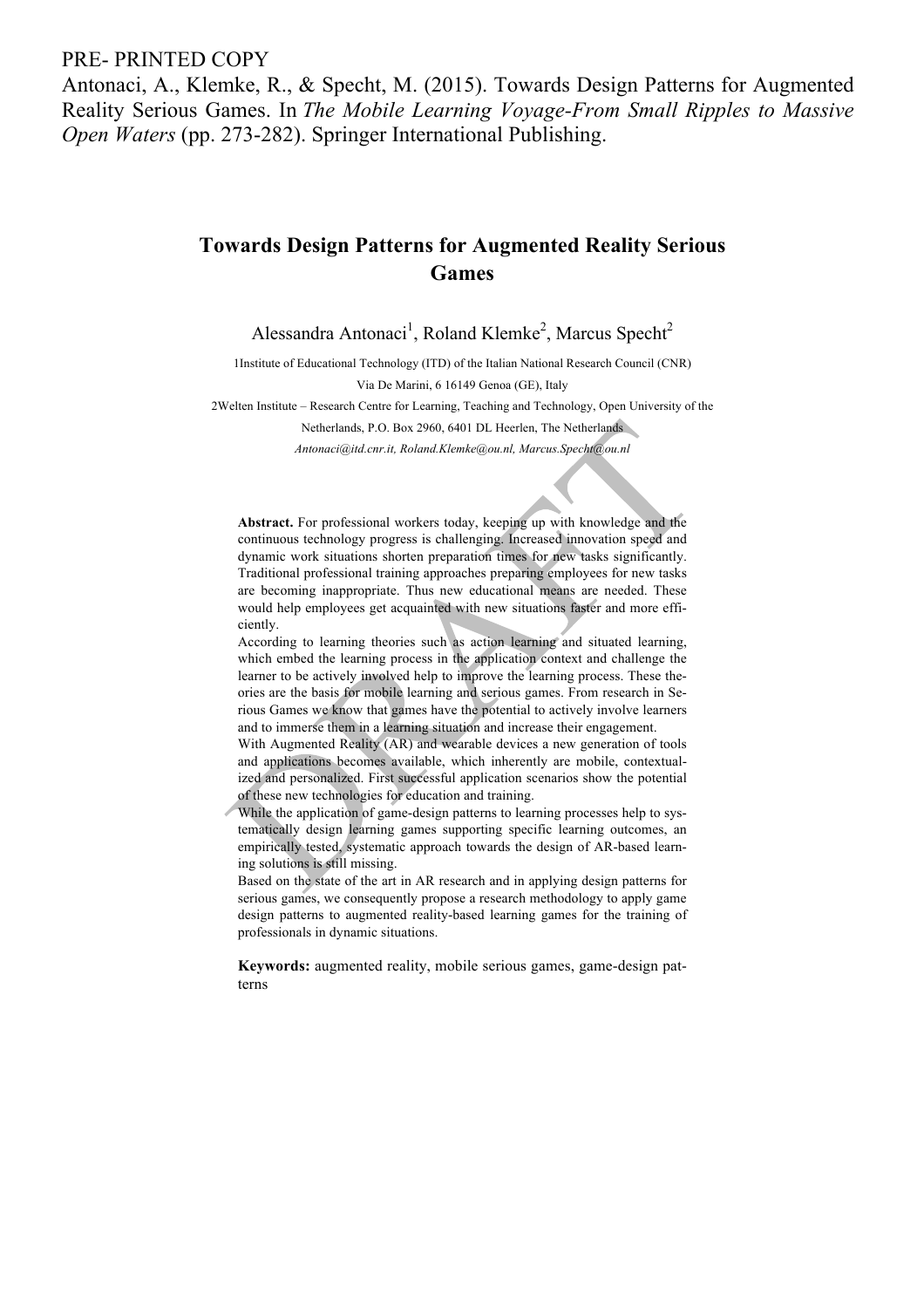PRE- PRINTED COPY

Antonaci, A., Klemke, R., & Specht, M. (2015). Towards Design Patterns for Augmented Reality Serious Games. In *The Mobile Learning Voyage-From Small Ripples to Massive Open Waters* (pp. 273-282). Springer International Publishing.

# Towards Design Patterns for Augmented Reality Serious Games

Alessandra Antonaci[1], Roland Klemke[2], Marcus Specht[2]

1Institute of Educational Technology (ITD) of the Italian National Research Council (CNR)
Via De Marini, 6 16149 Genoa (GE), Italy

2Welten Institute – Research Centre for Learning, Teaching and Technology, Open University of the Netherlands, P.O. Box 2960, 6401 DL Heerlen, The Netherlands

*Antonaci@itd.cnr.it, Roland.Klemke@ou.nl, Marcus.Specht@ou.nl*

**Abstract.** For professional workers today, keeping up with knowledge and the continuous technology progress is challenging. Increased innovation speed and dynamic work situations shorten preparation times for new tasks significantly. Traditional professional training approaches preparing employees for new tasks are becoming inappropriate. Thus new educational means are needed. These would help employees get acquainted with new situations faster and more efficiently.

According to learning theories such as action learning and situated learning, which embed the learning process in the application context and challenge the learner to be actively involved help to improve the learning process. These theories are the basis for mobile learning and serious games. From research in Serious Games we know that games have the potential to actively involve learners and to immerse them in a learning situation and increase their engagement.

With Augmented Reality (AR) and wearable devices a new generation of tools and applications becomes available, which inherently are mobile, contextualized and personalized. First successful application scenarios show the potential of these new technologies for education and training.

While the application of game-design patterns to learning processes help to systematically design learning games supporting specific learning outcomes, an empirically tested, systematic approach towards the design of AR-based learning solutions is still missing.

Based on the state of the art in AR research and in applying design patterns for serious games, we consequently propose a research methodology to apply game design patterns to augmented reality-based learning games for the training of professionals in dynamic situations.

**Keywords:** augmented reality, mobile serious games, game-design patterns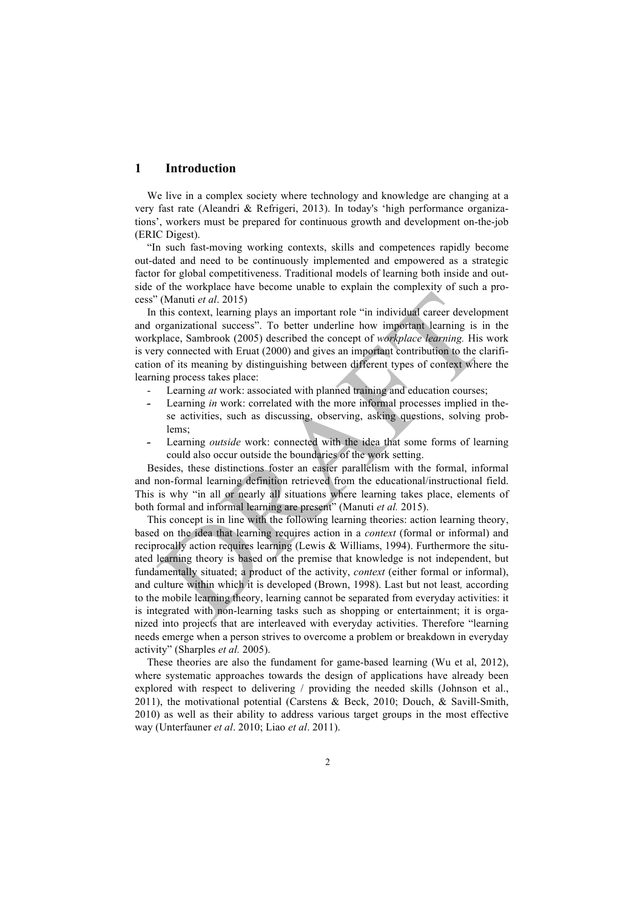## 1 Introduction

We live in a complex society where technology and knowledge are changing at a very fast rate (Aleandri & Refrigeri, 2013). In today's 'high performance organizations', workers must be prepared for continuous growth and development on-the-job (ERIC Digest).

"In such fast-moving working contexts, skills and competences rapidly become out-dated and need to be continuously implemented and empowered as a strategic factor for global competitiveness. Traditional models of learning both inside and outside of the workplace have become unable to explain the complexity of such a process" (Manuti *et al*. 2015)

In this context, learning plays an important role "in individual career development and organizational success". To better underline how important learning is in the workplace, Sambrook (2005) described the concept of *workplace learning.* His work is very connected with Eruat (2000) and gives an important contribution to the clarification of its meaning by distinguishing between different types of context where the learning process takes place:

- Learning *at* work: associated with planned training and education courses;
- Learning *in* work: correlated with the more informal processes implied in these activities, such as discussing, observing, asking questions, solving problems;
- Learning *outside* work: connected with the idea that some forms of learning could also occur outside the boundaries of the work setting.

Besides, these distinctions foster an easier parallelism with the formal, informal and non-formal learning definition retrieved from the educational/instructional field. This is why "in all or nearly all situations where learning takes place, elements of both formal and informal learning are present" (Manuti *et al.* 2015).

This concept is in line with the following learning theories: action learning theory, based on the idea that learning requires action in a *context* (formal or informal) and reciprocally action requires learning (Lewis & Williams, 1994). Furthermore the situated learning theory is based on the premise that knowledge is not independent, but fundamentally situated; a product of the activity, *context* (either formal or informal), and culture within which it is developed (Brown, 1998). Last but not least*,* according to the mobile learning theory, learning cannot be separated from everyday activities: it is integrated with non-learning tasks such as shopping or entertainment; it is organized into projects that are interleaved with everyday activities. Therefore "learning needs emerge when a person strives to overcome a problem or breakdown in everyday activity" (Sharples *et al.* 2005).

These theories are also the fundament for game-based learning (Wu et al, 2012), where systematic approaches towards the design of applications have already been explored with respect to delivering / providing the needed skills (Johnson et al., 2011), the motivational potential (Carstens & Beck, 2010; Douch, & Savill-Smith, 2010) as well as their ability to address various target groups in the most effective way (Unterfauner *et al*. 2010; Liao *et al*. 2011).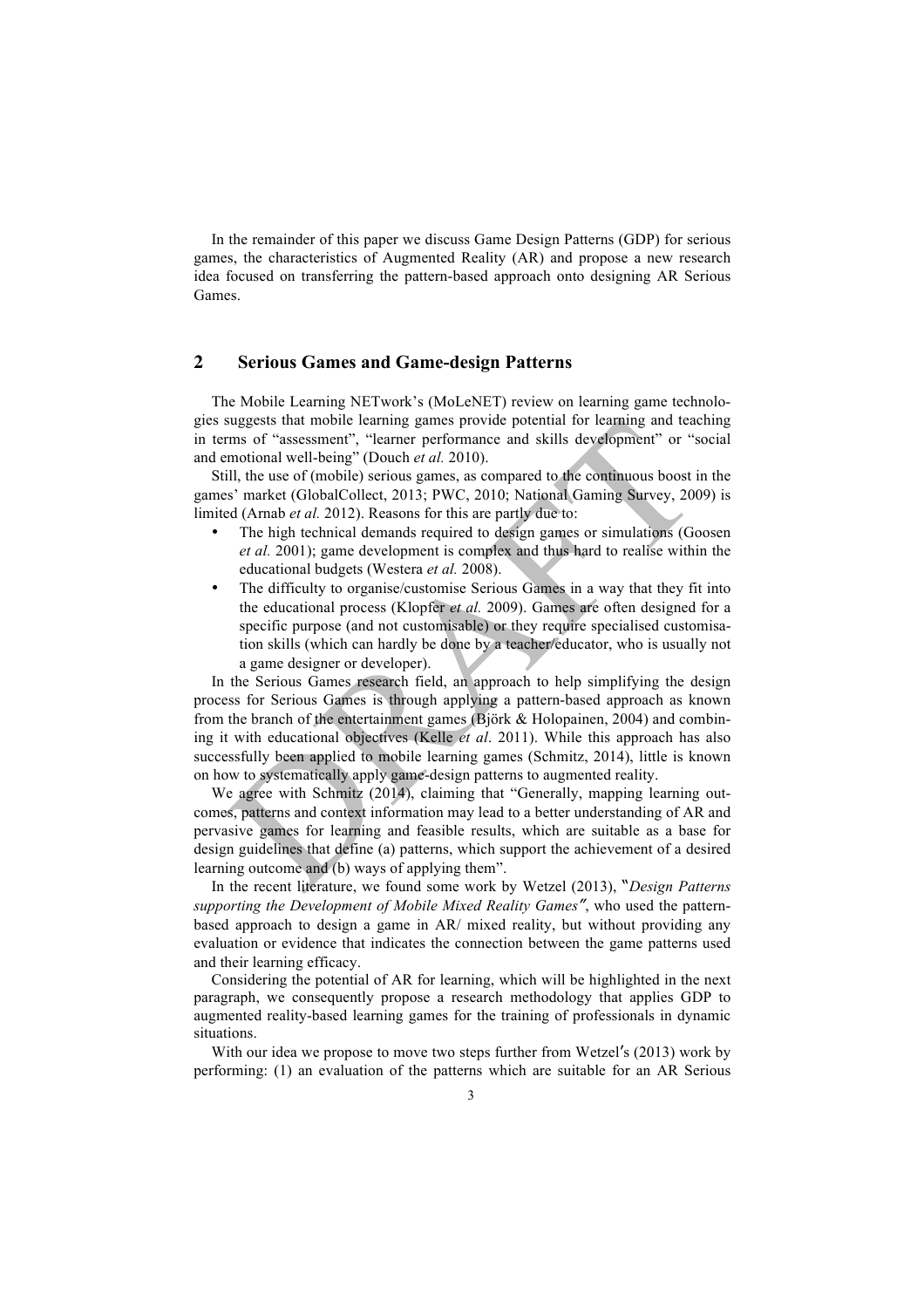In the remainder of this paper we discuss Game Design Patterns (GDP) for serious games, the characteristics of Augmented Reality (AR) and propose a new research idea focused on transferring the pattern-based approach onto designing AR Serious Games.

## 2 Serious Games and Game-design Patterns

The Mobile Learning NETwork's (MoLeNET) review on learning game technologies suggests that mobile learning games provide potential for learning and teaching in terms of "assessment", "learner performance and skills development" or "social and emotional well-being" (Douch *et al.* 2010).

Still, the use of (mobile) serious games, as compared to the continuous boost in the games' market (GlobalCollect, 2013; PWC, 2010; National Gaming Survey, 2009) is limited (Arnab *et al.* 2012). Reasons for this are partly due to:

- The high technical demands required to design games or simulations (Goosen *et al.* 2001); game development is complex and thus hard to realise within the educational budgets (Westera *et al.* 2008).
- The difficulty to organise/customise Serious Games in a way that they fit into the educational process (Klopfer *et al.* 2009). Games are often designed for a specific purpose (and not customisable) or they require specialised customisation skills (which can hardly be done by a teacher/educator, who is usually not a game designer or developer).

In the Serious Games research field, an approach to help simplifying the design process for Serious Games is through applying a pattern-based approach as known from the branch of the entertainment games (Björk & Holopainen, 2004) and combining it with educational objectives (Kelle *et al*. 2011). While this approach has also successfully been applied to mobile learning games (Schmitz, 2014), little is known on how to systematically apply game-design patterns to augmented reality.

We agree with Schmitz (2014), claiming that "Generally, mapping learning outcomes, patterns and context information may lead to a better understanding of AR and pervasive games for learning and feasible results, which are suitable as a base for design guidelines that define (a) patterns, which support the achievement of a desired learning outcome and (b) ways of applying them".

In the recent literature, we found some work by Wetzel (2013), "*Design Patterns supporting the Development of Mobile Mixed Reality Games*", who used the pattern-based approach to design a game in AR/ mixed reality, but without providing any evaluation or evidence that indicates the connection between the game patterns used and their learning efficacy.

Considering the potential of AR for learning, which will be highlighted in the next paragraph, we consequently propose a research methodology that applies GDP to augmented reality-based learning games for the training of professionals in dynamic situations.

With our idea we propose to move two steps further from Wetzel's (2013) work by performing: (1) an evaluation of the patterns which are suitable for an AR Serious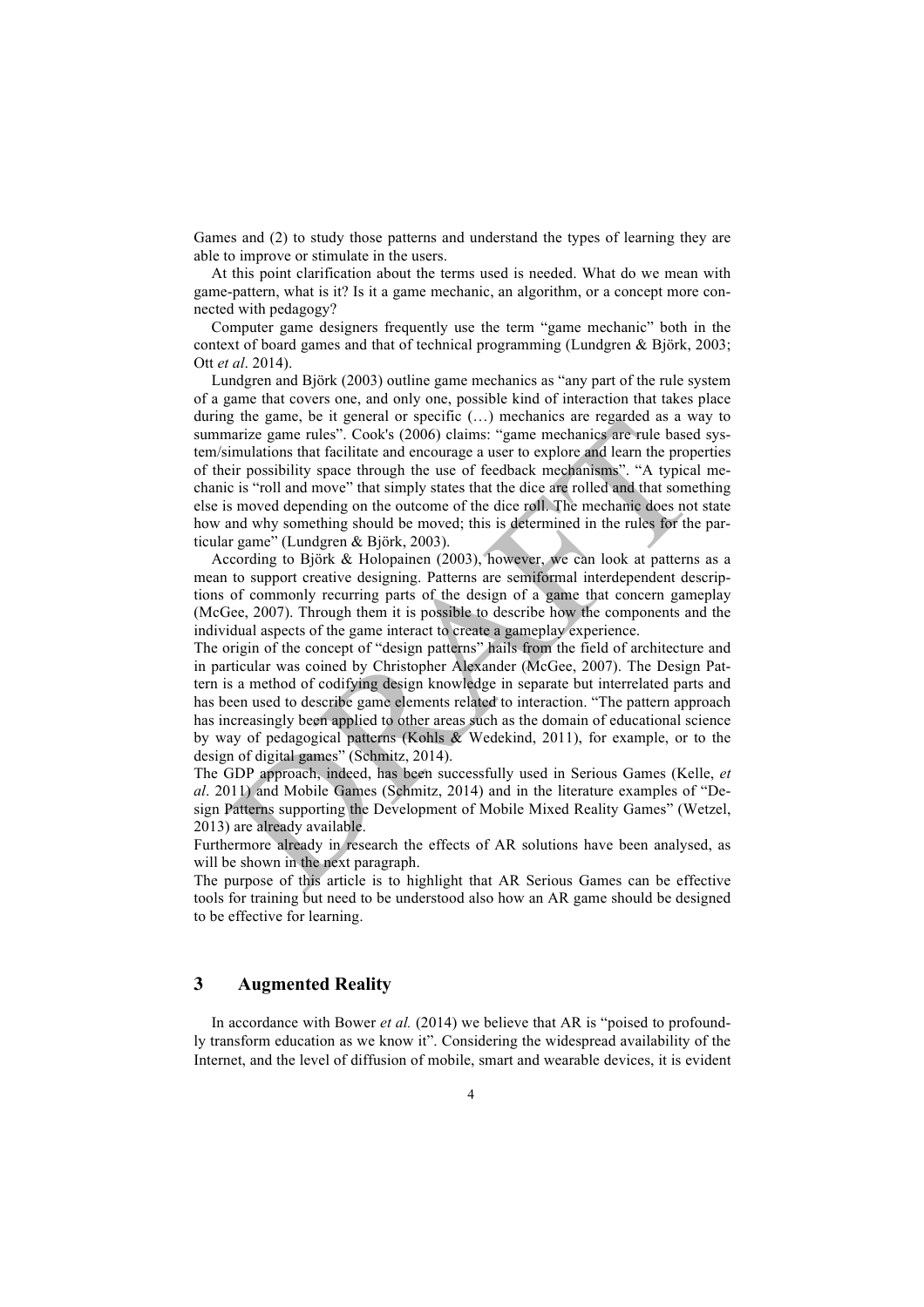Games and (2) to study those patterns and understand the types of learning they are able to improve or stimulate in the users.

At this point clarification about the terms used is needed. What do we mean with game-pattern, what is it? Is it a game mechanic, an algorithm, or a concept more connected with pedagogy?

Computer game designers frequently use the term "game mechanic" both in the context of board games and that of technical programming (Lundgren & Björk, 2003; Ott *et al*. 2014).

Lundgren and Björk (2003) outline game mechanics as "any part of the rule system of a game that covers one, and only one, possible kind of interaction that takes place during the game, be it general or specific (…) mechanics are regarded as a way to summarize game rules". Cook's (2006) claims: "game mechanics are rule based system/simulations that facilitate and encourage a user to explore and learn the properties of their possibility space through the use of feedback mechanisms". "A typical mechanic is "roll and move" that simply states that the dice are rolled and that something else is moved depending on the outcome of the dice roll. The mechanic does not state how and why something should be moved; this is determined in the rules for the particular game" (Lundgren & Björk, 2003).

According to Björk & Holopainen (2003), however, we can look at patterns as a mean to support creative designing. Patterns are semiformal interdependent descriptions of commonly recurring parts of the design of a game that concern gameplay (McGee, 2007). Through them it is possible to describe how the components and the individual aspects of the game interact to create a gameplay experience.

The origin of the concept of "design patterns" hails from the field of architecture and in particular was coined by Christopher Alexander (McGee, 2007). The Design Pattern is a method of codifying design knowledge in separate but interrelated parts and has been used to describe game elements related to interaction. "The pattern approach has increasingly been applied to other areas such as the domain of educational science by way of pedagogical patterns (Kohls & Wedekind, 2011), for example, or to the design of digital games" (Schmitz, 2014).

The GDP approach, indeed, has been successfully used in Serious Games (Kelle, *et al*. 2011) and Mobile Games (Schmitz, 2014) and in the literature examples of "Design Patterns supporting the Development of Mobile Mixed Reality Games" (Wetzel, 2013) are already available.

Furthermore already in research the effects of AR solutions have been analysed, as will be shown in the next paragraph.

The purpose of this article is to highlight that AR Serious Games can be effective tools for training but need to be understood also how an AR game should be designed to be effective for learning.

## 3 Augmented Reality

In accordance with Bower *et al.* (2014) we believe that AR is "poised to profoundly transform education as we know it". Considering the widespread availability of the Internet, and the level of diffusion of mobile, smart and wearable devices, it is evident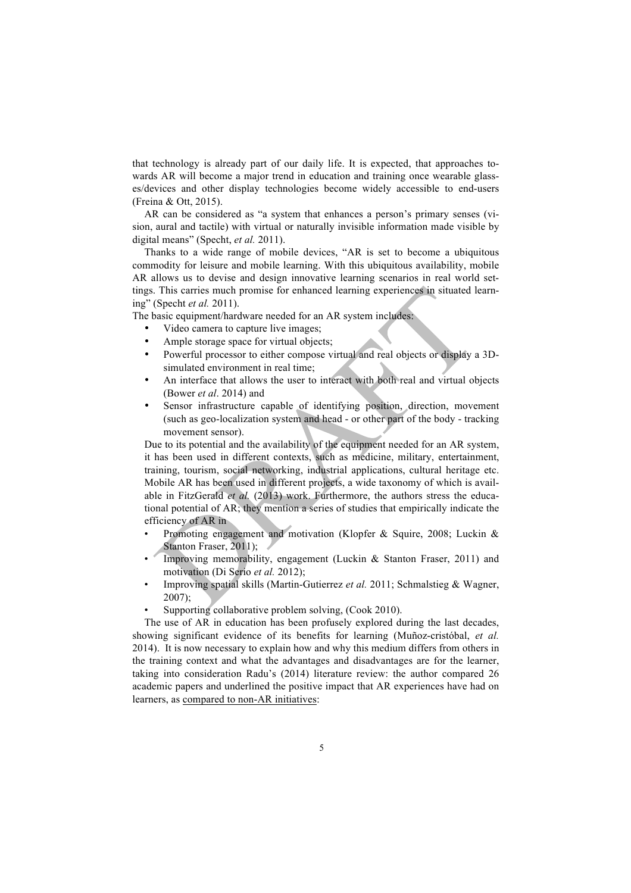that technology is already part of our daily life. It is expected, that approaches towards AR will become a major trend in education and training once wearable glasses/devices and other display technologies become widely accessible to end-users (Freina & Ott, 2015).

AR can be considered as "a system that enhances a person's primary senses (vision, aural and tactile) with virtual or naturally invisible information made visible by digital means" (Specht, *et al.* 2011).

Thanks to a wide range of mobile devices, "AR is set to become a ubiquitous commodity for leisure and mobile learning. With this ubiquitous availability, mobile AR allows us to devise and design innovative learning scenarios in real world settings. This carries much promise for enhanced learning experiences in situated learning" (Specht *et al.* 2011).

The basic equipment/hardware needed for an AR system includes:

- Video camera to capture live images;
- Ample storage space for virtual objects;
- Powerful processor to either compose virtual and real objects or display a 3D-simulated environment in real time;
- An interface that allows the user to interact with both real and virtual objects (Bower *et al*. 2014) and
- Sensor infrastructure capable of identifying position, direction, movement (such as geo-localization system and head - or other part of the body - tracking movement sensor).

Due to its potential and the availability of the equipment needed for an AR system, it has been used in different contexts, such as medicine, military, entertainment, training, tourism, social networking, industrial applications, cultural heritage etc. Mobile AR has been used in different projects, a wide taxonomy of which is available in FitzGerald *et al.* (2013) work. Furthermore, the authors stress the educational potential of AR; they mention a series of studies that empirically indicate the efficiency of AR in

- Promoting engagement and motivation (Klopfer & Squire, 2008; Luckin & Stanton Fraser, 2011);
- Improving memorability, engagement (Luckin & Stanton Fraser, 2011) and motivation (Di Serio *et al.* 2012);
- Improving spatial skills (Martin-Gutierrez *et al.* 2011; Schmalstieg & Wagner, 2007);
- Supporting collaborative problem solving, (Cook 2010).

The use of AR in education has been profusely explored during the last decades, showing significant evidence of its benefits for learning (Muñoz-cristóbal, *et al.* 2014). It is now necessary to explain how and why this medium differs from others in the training context and what the advantages and disadvantages are for the learner, taking into consideration Radu's (2014) literature review: the author compared 26 academic papers and underlined the positive impact that AR experiences have had on learners, as <u>compared to non-AR initiatives</u>: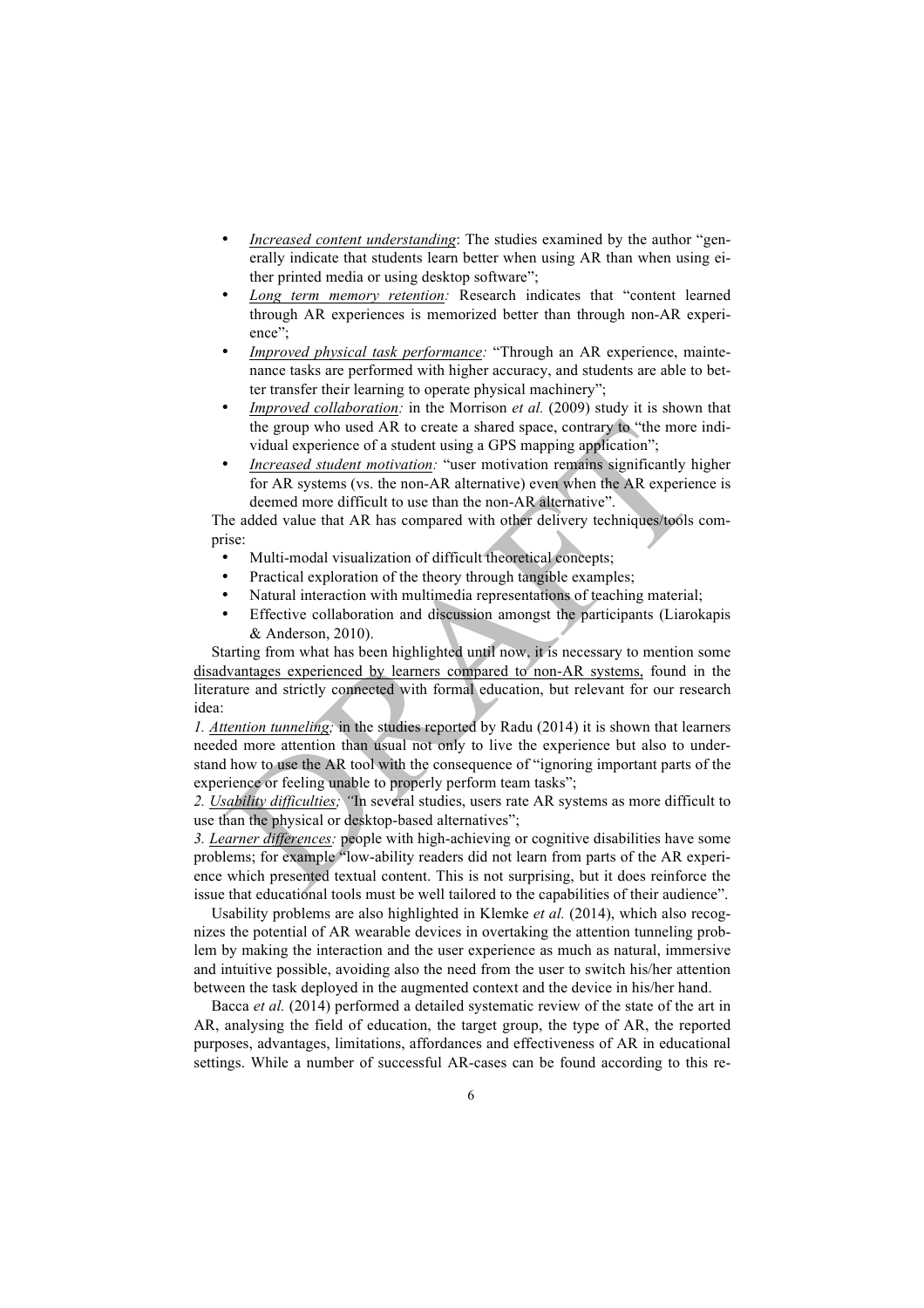- *Increased content understanding*: The studies examined by the author "generally indicate that students learn better when using AR than when using either printed media or using desktop software";
- *Long term memory retention:* Research indicates that "content learned through AR experiences is memorized better than through non-AR experience";
- *Improved physical task performance:* "Through an AR experience, maintenance tasks are performed with higher accuracy, and students are able to better transfer their learning to operate physical machinery";
- *Improved collaboration:* in the Morrison *et al.* (2009) study it is shown that the group who used AR to create a shared space, contrary to "the more individual experience of a student using a GPS mapping application";
- *Increased student motivation:* "user motivation remains significantly higher for AR systems (vs. the non-AR alternative) even when the AR experience is deemed more difficult to use than the non-AR alternative".

The added value that AR has compared with other delivery techniques/tools comprise:

- Multi-modal visualization of difficult theoretical concepts;
- Practical exploration of the theory through tangible examples;
- Natural interaction with multimedia representations of teaching material;
- Effective collaboration and discussion amongst the participants (Liarokapis & Anderson, 2010).

Starting from what has been highlighted until now, it is necessary to mention some disadvantages experienced by learners compared to non-AR systems, found in the literature and strictly connected with formal education, but relevant for our research idea:

*1. Attention tunneling;* in the studies reported by Radu (2014) it is shown that learners needed more attention than usual not only to live the experience but also to understand how to use the AR tool with the consequence of "ignoring important parts of the experience or feeling unable to properly perform team tasks";

*2. Usability difficulties;* "In several studies, users rate AR systems as more difficult to use than the physical or desktop-based alternatives";

*3. Learner differences:* people with high-achieving or cognitive disabilities have some problems; for example "low-ability readers did not learn from parts of the AR experience which presented textual content. This is not surprising, but it does reinforce the issue that educational tools must be well tailored to the capabilities of their audience".

Usability problems are also highlighted in Klemke *et al.* (2014), which also recognizes the potential of AR wearable devices in overtaking the attention tunneling problem by making the interaction and the user experience as much as natural, immersive and intuitive possible, avoiding also the need from the user to switch his/her attention between the task deployed in the augmented context and the device in his/her hand.

Bacca *et al.* (2014) performed a detailed systematic review of the state of the art in AR, analysing the field of education, the target group, the type of AR, the reported purposes, advantages, limitations, affordances and effectiveness of AR in educational settings. While a number of successful AR-cases can be found according to this re-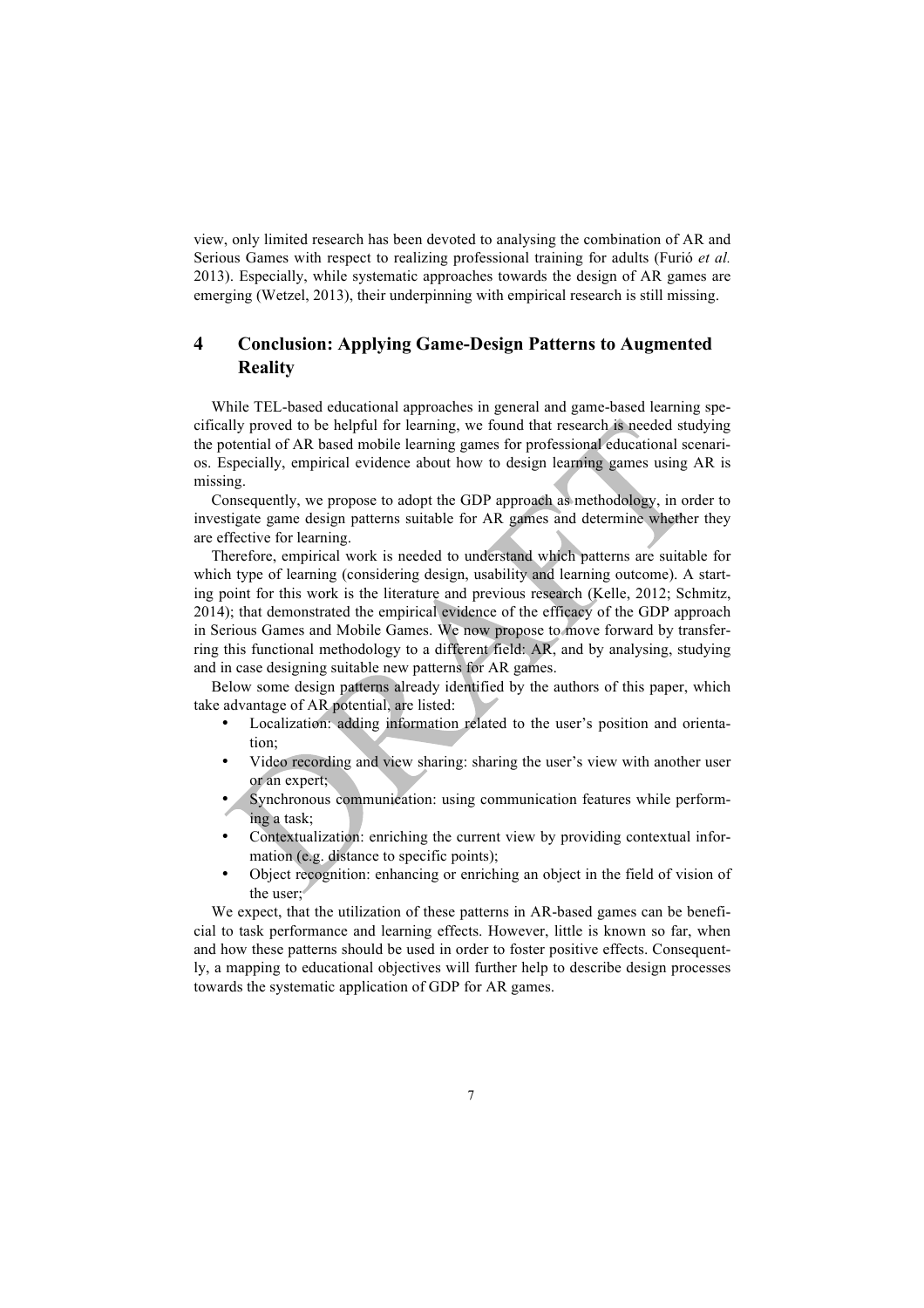view, only limited research has been devoted to analysing the combination of AR and Serious Games with respect to realizing professional training for adults (Furió *et al.* 2013). Especially, while systematic approaches towards the design of AR games are emerging (Wetzel, 2013), their underpinning with empirical research is still missing.

## 4 Conclusion: Applying Game-Design Patterns to Augmented Reality

While TEL-based educational approaches in general and game-based learning specifically proved to be helpful for learning, we found that research is needed studying the potential of AR based mobile learning games for professional educational scenarios. Especially, empirical evidence about how to design learning games using AR is missing.

Consequently, we propose to adopt the GDP approach as methodology, in order to investigate game design patterns suitable for AR games and determine whether they are effective for learning.

Therefore, empirical work is needed to understand which patterns are suitable for which type of learning (considering design, usability and learning outcome). A starting point for this work is the literature and previous research (Kelle, 2012; Schmitz, 2014); that demonstrated the empirical evidence of the efficacy of the GDP approach in Serious Games and Mobile Games. We now propose to move forward by transferring this functional methodology to a different field: AR, and by analysing, studying and in case designing suitable new patterns for AR games.

Below some design patterns already identified by the authors of this paper, which take advantage of AR potential, are listed:

- Localization: adding information related to the user's position and orientation;
- Video recording and view sharing: sharing the user's view with another user or an expert;
- Synchronous communication: using communication features while performing a task;
- Contextualization: enriching the current view by providing contextual information (e.g. distance to specific points);
- Object recognition: enhancing or enriching an object in the field of vision of the user;

We expect, that the utilization of these patterns in AR-based games can be beneficial to task performance and learning effects. However, little is known so far, when and how these patterns should be used in order to foster positive effects. Consequently, a mapping to educational objectives will further help to describe design processes towards the systematic application of GDP for AR games.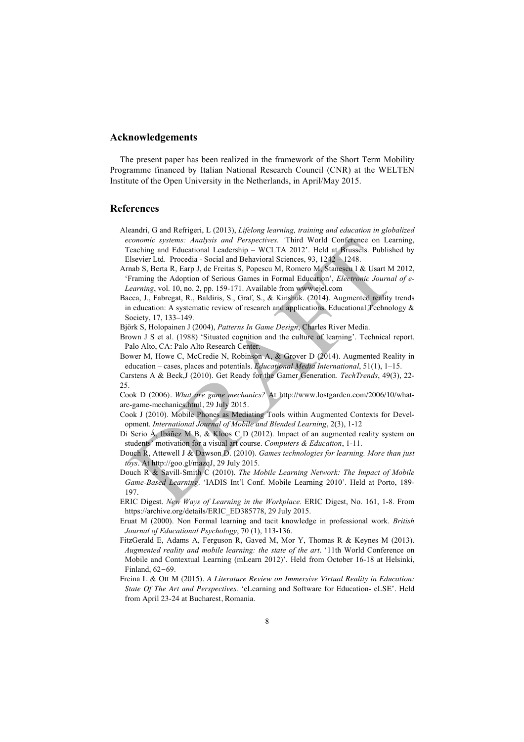## Acknowledgements

The present paper has been realized in the framework of the Short Term Mobility Programme financed by Italian National Research Council (CNR) at the WELTEN Institute of the Open University in the Netherlands, in April/May 2015.

## References

Aleandri, G and Refrigeri, L (2013), *Lifelong learning, training and education in globalized economic systems: Analysis and Perspectives.* 'Third World Conference on Learning, Teaching and Educational Leadership – WCLTA 2012'. Held at Brussels. Published by Elsevier Ltd. Procedia - Social and Behavioral Sciences, 93, 1242 – 1248.

Arnab S, Berta R, Earp J, de Freitas S, Popescu M, Romero M, Stanescu I & Usart M 2012, 'Framing the Adoption of Serious Games in Formal Education', *Electronic Journal of e-Learning*, vol. 10, no. 2, pp. 159-171. Available from www.ejel.com

Bacca, J., Fabregat, R., Baldiris, S., Graf, S., & Kinshuk. (2014). Augmented reality trends in education: A systematic review of research and applications. Educational Technology & Society, 17, 133–149.

Björk S, Holopainen J (2004), *Patterns In Game Design*, Charles River Media.

Brown J S et al. (1988) 'Situated cognition and the culture of learning'. Technical report. Palo Alto, CA: Palo Alto Research Center.

Bower M, Howe C, McCredie N, Robinson A, & Grover D (2014). Augmented Reality in education – cases, places and potentials. *Educational Media International*, 51(1), 1–15.

Carstens A & Beck,J (2010). Get Ready for the Gamer Generation. *TechTrends*, 49(3), 22-25.

Cook D (2006). *What are game mechanics?* At http://www.lostgarden.com/2006/10/what-are-game-mechanics.html, 29 July 2015.

Cook J (2010). Mobile Phones as Mediating Tools within Augmented Contexts for Development. *International Journal of Mobile and Blended Learning*, 2(3), 1-12

Di Serio Á, Ibáñez M B, & Kloos C D (2012). Impact of an augmented reality system on students' motivation for a visual art course. *Computers & Education*, 1-11.

Douch R, Attewell J & Dawson D. (2010). *Games technologies for learning. More than just toys*. At http://goo.gl/mazqJ, 29 July 2015.

Douch R & Savill-Smith C (2010). *The Mobile Learning Network: The Impact of Mobile Game-Based Learning*. 'IADIS Int'l Conf. Mobile Learning 2010'. Held at Porto, 189-197.

ERIC Digest. *New Ways of Learning in the Workplace*. ERIC Digest, No. 161, 1-8. From https://archive.org/details/ERIC_ED385778, 29 July 2015.

Eruat M (2000). Non Formal learning and tacit knowledge in professional work. *British Journal of Educational Psychology*, 70 (1), 113-136.

FitzGerald E, Adams A, Ferguson R, Gaved M, Mor Y, Thomas R & Keynes M (2013). *Augmented reality and mobile learning: the state of the art*. '11th World Conference on Mobile and Contextual Learning (mLearn 2012)'. Held from October 16-18 at Helsinki, Finland, 62−69.

Freina L & Ott M (2015). *A Literature Review on Immersive Virtual Reality in Education: State Of The Art and Perspectives*. 'eLearning and Software for Education- eLSE'. Held from April 23-24 at Bucharest, Romania.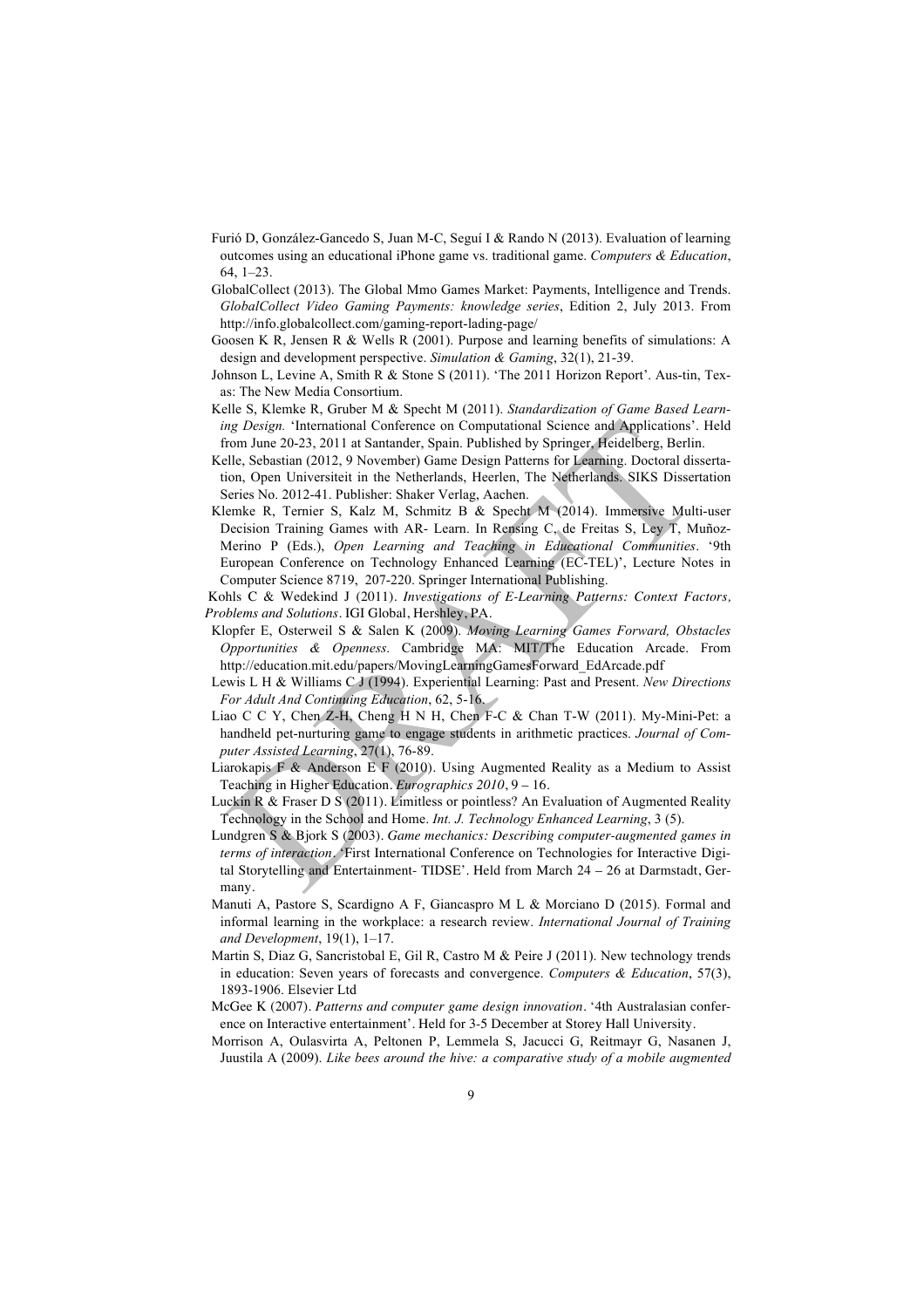Furió D, González-Gancedo S, Juan M-C, Seguí I & Rando N (2013). Evaluation of learning outcomes using an educational iPhone game vs. traditional game. *Computers & Education*, 64, 1–23.

GlobalCollect (2013). The Global Mmo Games Market: Payments, Intelligence and Trends. *GlobalCollect Video Gaming Payments: knowledge series*, Edition 2, July 2013. From http://info.globalcollect.com/gaming-report-lading-page/

Goosen K R, Jensen R & Wells R (2001). Purpose and learning benefits of simulations: A design and development perspective. *Simulation & Gaming*, 32(1), 21-39.

Johnson L, Levine A, Smith R & Stone S (2011). 'The 2011 Horizon Report'. Aus-tin, Tex-as: The New Media Consortium.

Kelle S, Klemke R, Gruber M & Specht M (2011). *Standardization of Game Based Learning Design.* 'International Conference on Computational Science and Applications'. Held from June 20-23, 2011 at Santander, Spain. Published by Springer, Heidelberg, Berlin.

Kelle, Sebastian (2012, 9 November) Game Design Patterns for Learning. Doctoral dissertation, Open Universiteit in the Netherlands, Heerlen, The Netherlands. SIKS Dissertation Series No. 2012-41. Publisher: Shaker Verlag, Aachen.

Klemke R, Ternier S, Kalz M, Schmitz B & Specht M (2014). Immersive Multi-user Decision Training Games with AR- Learn. In Rensing C, de Freitas S, Ley T, Muñoz-Merino P (Eds.), *Open Learning and Teaching in Educational Communities*. '9th European Conference on Technology Enhanced Learning (EC-TEL)', Lecture Notes in Computer Science 8719, 207-220. Springer International Publishing.

Kohls C & Wedekind J (2011). *Investigations of E-Learning Patterns: Context Factors, Problems and Solutions*. IGI Global, Hershley, PA.

Klopfer E, Osterweil S & Salen K (2009). *Moving Learning Games Forward, Obstacles Opportunities & Openness*. Cambridge MA: MIT/The Education Arcade. From http://education.mit.edu/papers/MovingLearningGamesForward_EdArcade.pdf

Lewis L H & Williams C J (1994). Experiential Learning: Past and Present. *New Directions For Adult And Continuing Education*, 62, 5-16.

Liao C C Y, Chen Z-H, Cheng H N H, Chen F-C & Chan T-W (2011). My-Mini-Pet: a handheld pet-nurturing game to engage students in arithmetic practices. *Journal of Computer Assisted Learning*, 27(1), 76-89.

Liarokapis F & Anderson E F (2010). Using Augmented Reality as a Medium to Assist Teaching in Higher Education. *Eurographics 2010*, 9 – 16.

Luckin R & Fraser D S (2011). Limitless or pointless? An Evaluation of Augmented Reality Technology in the School and Home. *Int. J. Technology Enhanced Learning*, 3 (5).

Lundgren S & Bjork S (2003). *Game mechanics: Describing computer-augmented games in terms of interaction*. 'First International Conference on Technologies for Interactive Digital Storytelling and Entertainment- TIDSE'. Held from March 24 – 26 at Darmstadt, Germany.

Manuti A, Pastore S, Scardigno A F, Giancaspro M L & Morciano D (2015). Formal and informal learning in the workplace: a research review. *International Journal of Training and Development*, 19(1), 1–17.

Martin S, Diaz G, Sancristobal E, Gil R, Castro M & Peire J (2011). New technology trends in education: Seven years of forecasts and convergence. *Computers & Education*, 57(3), 1893-1906. Elsevier Ltd

McGee K (2007). *Patterns and computer game design innovation*. '4th Australasian conference on Interactive entertainment'. Held for 3-5 December at Storey Hall University.

Morrison A, Oulasvirta A, Peltonen P, Lemmela S, Jacucci G, Reitmayr G, Nasanen J, Juustila A (2009). *Like bees around the hive: a comparative study of a mobile augmented*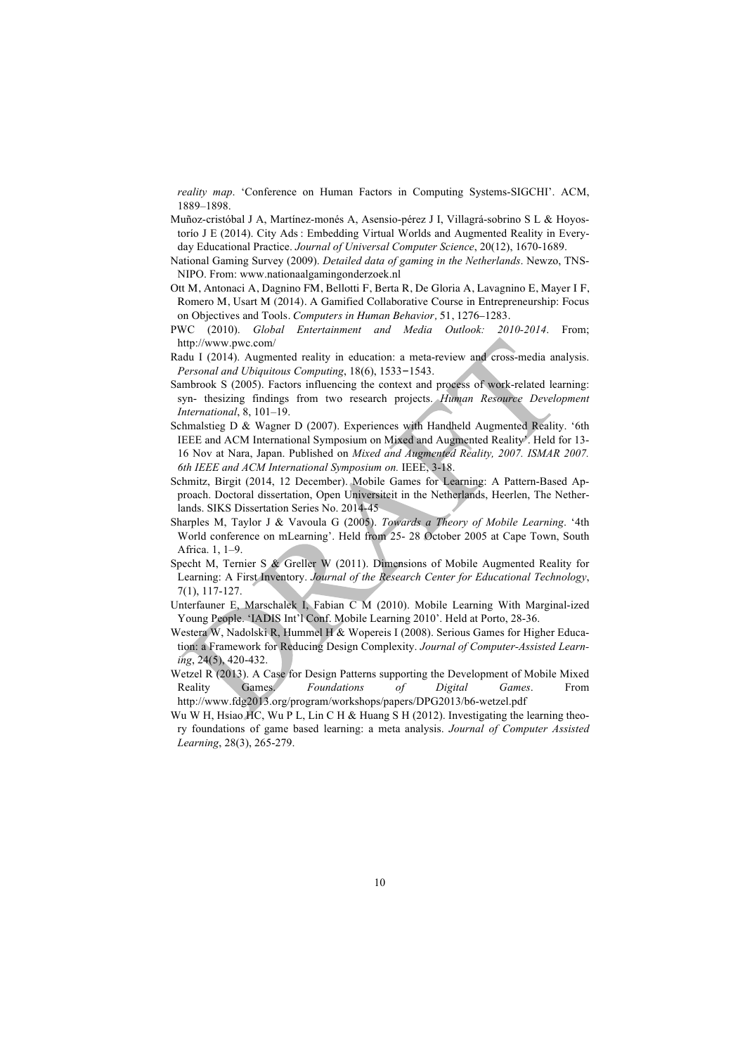*reality map*. 'Conference on Human Factors in Computing Systems-SIGCHI'. ACM, 1889–1898.

Muñoz-cristóbal J A, Martínez-monés A, Asensio-pérez J I, Villagrá-sobrino S L & Hoyos-torío J E (2014). City Ads : Embedding Virtual Worlds and Augmented Reality in Everyday Educational Practice. *Journal of Universal Computer Science*, 20(12), 1670-1689.

National Gaming Survey (2009). *Detailed data of gaming in the Netherlands*. Newzo, TNS-NIPO. From: www.nationaalgamingonderzoek.nl

Ott M, Antonaci A, Dagnino FM, Bellotti F, Berta R, De Gloria A, Lavagnino E, Mayer I F, Romero M, Usart M (2014). A Gamified Collaborative Course in Entrepreneurship: Focus on Objectives and Tools. *Computers in Human Behavior*, 51, 1276–1283.

PWC (2010). *Global Entertainment and Media Outlook: 2010-2014*. From; http://www.pwc.com/

Radu I (2014). Augmented reality in education: a meta-review and cross-media analysis. *Personal and Ubiquitous Computing*, 18(6), 1533–1543.

Sambrook S (2005). Factors influencing the context and process of work-related learning: syn- thesizing findings from two research projects. *Human Resource Development International*, 8, 101–19.

Schmalstieg D & Wagner D (2007). Experiences with Handheld Augmented Reality. '6th IEEE and ACM International Symposium on Mixed and Augmented Reality'. Held for 13-16 Nov at Nara, Japan. Published on *Mixed and Augmented Reality, 2007. ISMAR 2007. 6th IEEE and ACM International Symposium on.* IEEE, 3-18.

Schmitz, Birgit (2014, 12 December). Mobile Games for Learning: A Pattern-Based Approach. Doctoral dissertation, Open Universiteit in the Netherlands, Heerlen, The Netherlands. SIKS Dissertation Series No. 2014-45

Sharples M, Taylor J & Vavoula G (2005). *Towards a Theory of Mobile Learning*. '4th World conference on mLearning'. Held from 25- 28 October 2005 at Cape Town, South Africa. 1, 1–9.

Specht M, Ternier S & Greller W (2011). Dimensions of Mobile Augmented Reality for Learning: A First Inventory. *Journal of the Research Center for Educational Technology*, 7(1), 117-127.

Unterfauner E, Marschalek I, Fabian C M (2010). Mobile Learning With Marginal-ized Young People. 'IADIS Int'l Conf. Mobile Learning 2010'. Held at Porto, 28-36.

Westera W, Nadolski R, Hummel H & Wopereis I (2008). Serious Games for Higher Education: a Framework for Reducing Design Complexity. *Journal of Computer-Assisted Learning*, 24(5), 420-432.

Wetzel R (2013). A Case for Design Patterns supporting the Development of Mobile Mixed Reality Games. *Foundations of Digital Games*. From http://www.fdg2013.org/program/workshops/papers/DPG2013/b6-wetzel.pdf

Wu W H, Hsiao HC, Wu P L, Lin C H & Huang S H (2012). Investigating the learning theory foundations of game based learning: a meta analysis. *Journal of Computer Assisted Learning*, 28(3), 265-279.